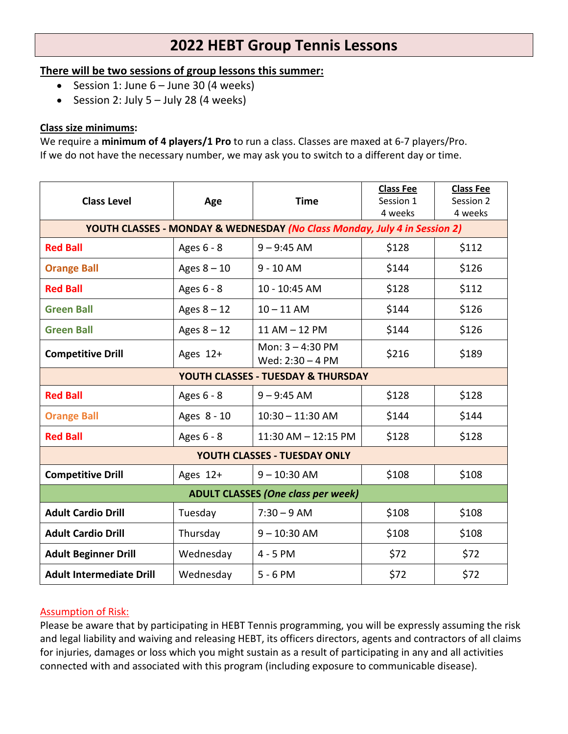# 2022 HEBT Group Tennis Lessons

**There will be two sessions of group lessons this summer:**

- Session 1: June 6 – June 30 (4 weeks)
- Session 2: July 5 – July 28 (4 weeks)

**Class size minimums:**

We require a **minimum of 4 players/1 Pro** to run a class. Classes are maxed at 6-7 players/Pro. If we do not have the necessary number, we may ask you to switch to a different day or time.

| Class Level | Age | Time | Class Fee Session 1 4 weeks | Class Fee Session 2 4 weeks |
|---|---|---|---|---|
| **YOUTH CLASSES - MONDAY & WEDNESDAY** *(No Class Monday, July 4 in Session 2)* | | | | |
| **Red Ball** | Ages 6 - 8 | 9 – 9:45 AM | $128 | $112 |
| **Orange Ball** | Ages 8 – 10 | 9 - 10 AM | $144 | $126 |
| **Red Ball** | Ages 6 - 8 | 10 - 10:45 AM | $128 | $112 |
| **Green Ball** | Ages 8 – 12 | 10 – 11 AM | $144 | $126 |
| **Green Ball** | Ages 8 – 12 | 11 AM – 12 PM | $144 | $126 |
| **Competitive Drill** | Ages 12+ | Mon: 3 – 4:30 PM<br>Wed: 2:30 – 4 PM | $216 | $189 |
| **YOUTH CLASSES - TUESDAY & THURSDAY** | | | | |
| **Red Ball** | Ages 6 - 8 | 9 – 9:45 AM | $128 | $128 |
| **Orange Ball** | Ages 8 - 10 | 10:30 – 11:30 AM | $144 | $144 |
| **Red Ball** | Ages 6 - 8 | 11:30 AM – 12:15 PM | $128 | $128 |
| **YOUTH CLASSES - TUESDAY ONLY** | | | | |
| **Competitive Drill** | Ages 12+ | 9 – 10:30 AM | $108 | $108 |
| **ADULT CLASSES** *(One class per week)* | | | | |
| **Adult Cardio Drill** | Tuesday | 7:30 – 9 AM | $108 | $108 |
| **Adult Cardio Drill** | Thursday | 9 – 10:30 AM | $108 | $108 |
| **Adult Beginner Drill** | Wednesday | 4 - 5 PM | $72 | $72 |
| **Adult Intermediate Drill** | Wednesday | 5 - 6 PM | $72 | $72 |

Assumption of Risk:

Please be aware that by participating in HEBT Tennis programming, you will be expressly assuming the risk and legal liability and waiving and releasing HEBT, its officers directors, agents and contractors of all claims for injuries, damages or loss which you might sustain as a result of participating in any and all activities connected with and associated with this program (including exposure to communicable disease).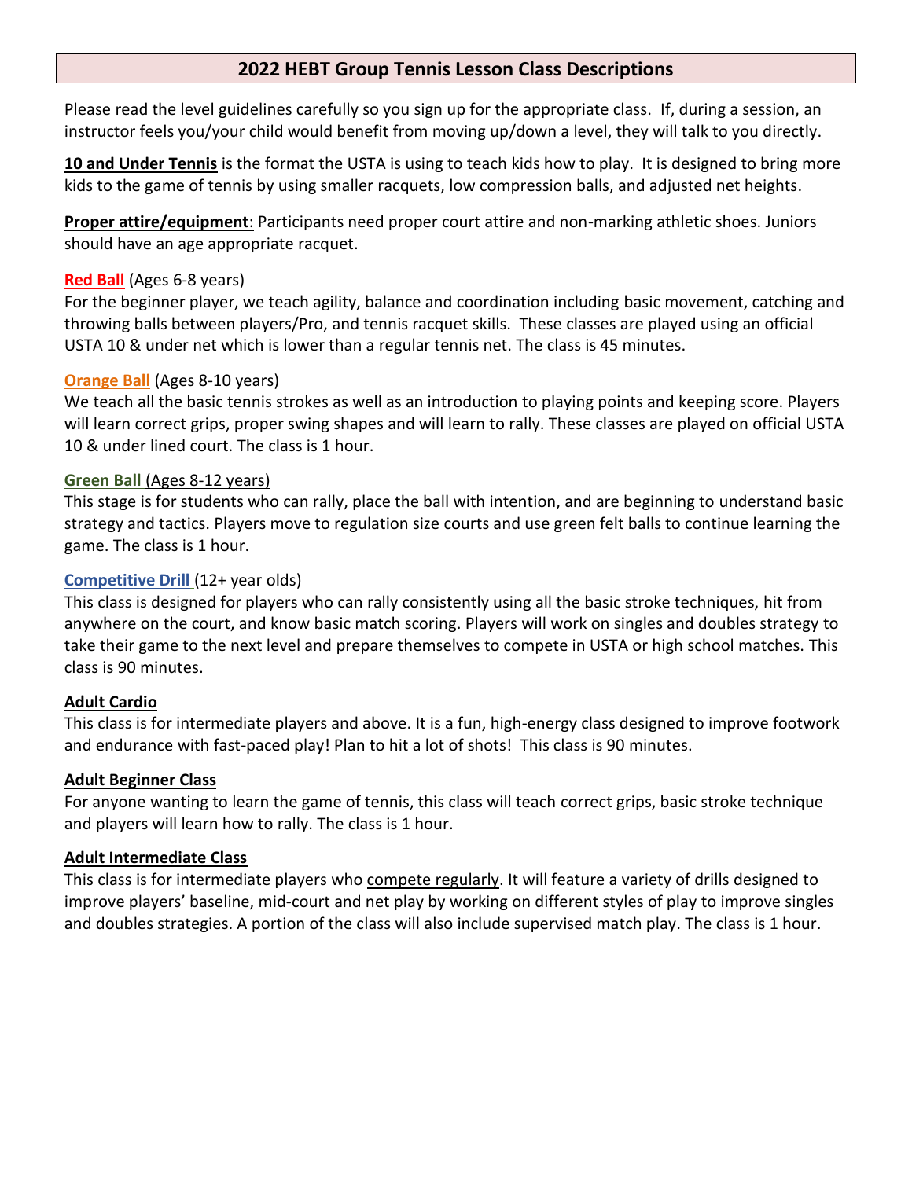## 2022 HEBT Group Tennis Lesson Class Descriptions

Please read the level guidelines carefully so you sign up for the appropriate class. If, during a session, an instructor feels you/your child would benefit from moving up/down a level, they will talk to you directly.

**10 and Under Tennis** is the format the USTA is using to teach kids how to play. It is designed to bring more kids to the game of tennis by using smaller racquets, low compression balls, and adjusted net heights.

**Proper attire/equipment**: Participants need proper court attire and non-marking athletic shoes. Juniors should have an age appropriate racquet.

**Red Ball** (Ages 6-8 years)
For the beginner player, we teach agility, balance and coordination including basic movement, catching and throwing balls between players/Pro, and tennis racquet skills. These classes are played using an official USTA 10 & under net which is lower than a regular tennis net. The class is 45 minutes.

**Orange Ball** (Ages 8-10 years)
We teach all the basic tennis strokes as well as an introduction to playing points and keeping score. Players will learn correct grips, proper swing shapes and will learn to rally. These classes are played on official USTA 10 & under lined court. The class is 1 hour.

**Green Ball** (Ages 8-12 years)
This stage is for students who can rally, place the ball with intention, and are beginning to understand basic strategy and tactics. Players move to regulation size courts and use green felt balls to continue learning the game. The class is 1 hour.

**Competitive Drill** (12+ year olds)
This class is designed for players who can rally consistently using all the basic stroke techniques, hit from anywhere on the court, and know basic match scoring. Players will work on singles and doubles strategy to take their game to the next level and prepare themselves to compete in USTA or high school matches. This class is 90 minutes.

**Adult Cardio**
This class is for intermediate players and above. It is a fun, high-energy class designed to improve footwork and endurance with fast-paced play! Plan to hit a lot of shots! This class is 90 minutes.

**Adult Beginner Class**
For anyone wanting to learn the game of tennis, this class will teach correct grips, basic stroke technique and players will learn how to rally. The class is 1 hour.

**Adult Intermediate Class**
This class is for intermediate players who compete regularly. It will feature a variety of drills designed to improve players' baseline, mid-court and net play by working on different styles of play to improve singles and doubles strategies. A portion of the class will also include supervised match play. The class is 1 hour.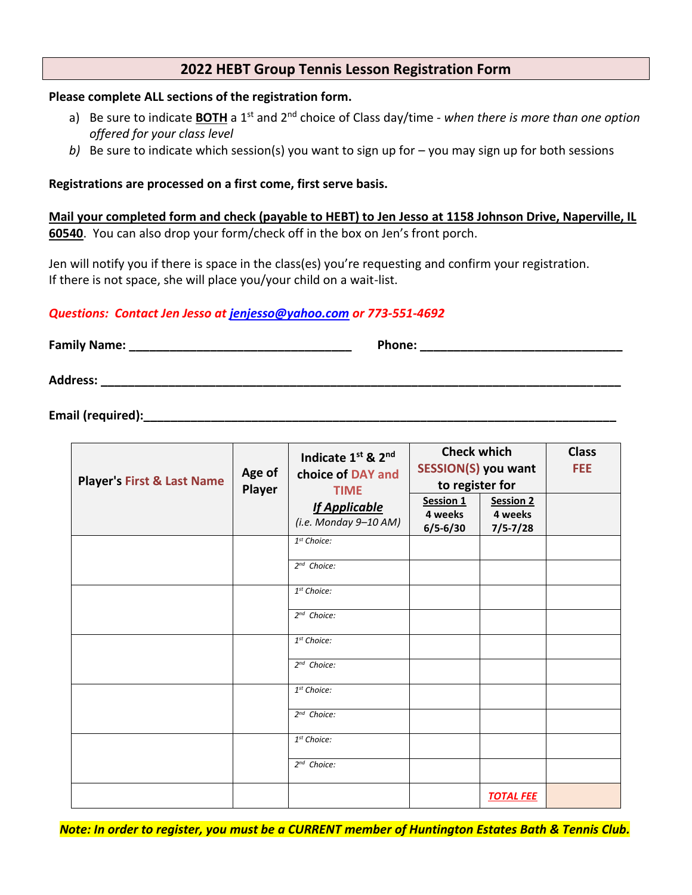## 2022 HEBT Group Tennis Lesson Registration Form

**Please complete ALL sections of the registration form.**

a) Be sure to indicate **BOTH** a 1st and 2nd choice of Class day/time - *when there is more than one option offered for your class level*

*b)* Be sure to indicate which session(s) you want to sign up for – you may sign up for both sessions

**Registrations are processed on a first come, first serve basis.**

**Mail your completed form and check (payable to HEBT) to Jen Jesso at 1158 Johnson Drive, Naperville, IL 60540**. You can also drop your form/check off in the box on Jen's front porch.

Jen will notify you if there is space in the class(es) you're requesting and confirm your registration.
If there is not space, she will place you/your child on a wait-list.

***Questions: Contact Jen Jesso at jenjesso@yahoo.com or 773-551-4692***

**Family Name:** ________________________________ **Phone:** ____________________________

**Address:** ____________________________________________________________________________

**Email (required):** ______________________________________________________________________

| Player's First & Last Name | Age of Player | Indicate 1st & 2nd choice of DAY and TIME ***If Applicable*** *(i.e. Monday 9–10 AM)* | Check which SESSION(S) you want to register for | | Class FEE |
|---|---|---|---|---|---|
| | | | **Session 1** 4 weeks 6/5-6/30 | **Session 2** 4 weeks 7/5-7/28 | |
| | | *1st Choice:* | | | |
| | | *2nd Choice:* | | | |
| | | *1st Choice:* | | | |
| | | *2nd Choice:* | | | |
| | | *1st Choice:* | | | |
| | | *2nd Choice:* | | | |
| | | *1st Choice:* | | | |
| | | *2nd Choice:* | | | |
| | | *1st Choice:* | | | |
| | | *2nd Choice:* | | | |
| | | | | ***TOTAL FEE*** | |

***Note: In order to register, you must be a CURRENT member of Huntington Estates Bath & Tennis Club.***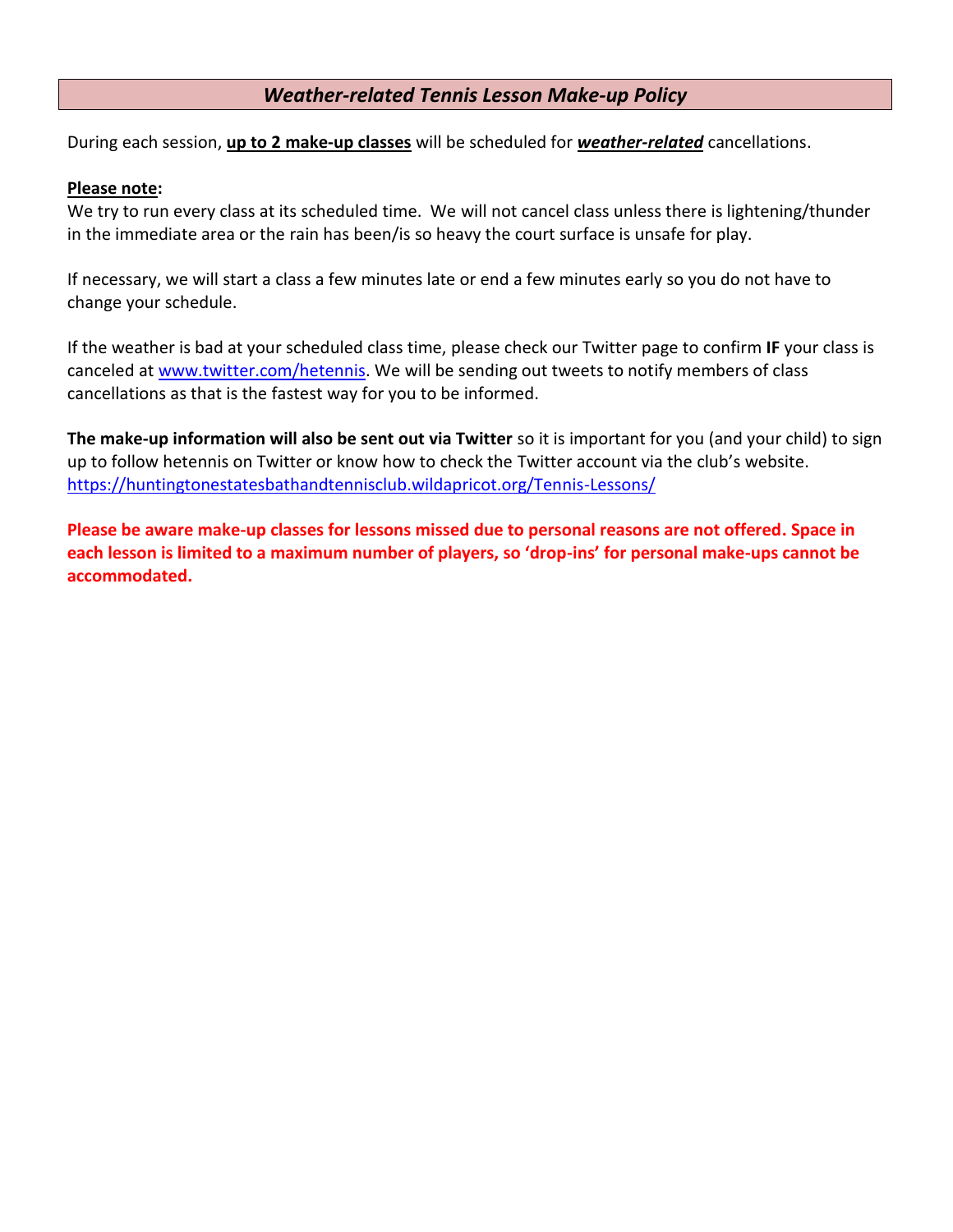## *Weather-related Tennis Lesson Make-up Policy*

During each session, **up to 2 make-up classes** will be scheduled for ***weather-related*** cancellations.

**Please note:**
We try to run every class at its scheduled time. We will not cancel class unless there is lightening/thunder in the immediate area or the rain has been/is so heavy the court surface is unsafe for play.

If necessary, we will start a class a few minutes late or end a few minutes early so you do not have to change your schedule.

If the weather is bad at your scheduled class time, please check our Twitter page to confirm **IF** your class is canceled at www.twitter.com/hetennis. We will be sending out tweets to notify members of class cancellations as that is the fastest way for you to be informed.

**The make-up information will also be sent out via Twitter** so it is important for you (and your child) to sign up to follow hetennis on Twitter or know how to check the Twitter account via the club's website. https://huntingtonestatesbathandtennisclub.wildapricot.org/Tennis-Lessons/

**Please be aware make-up classes for lessons missed due to personal reasons are not offered. Space in each lesson is limited to a maximum number of players, so 'drop-ins' for personal make-ups cannot be accommodated.**